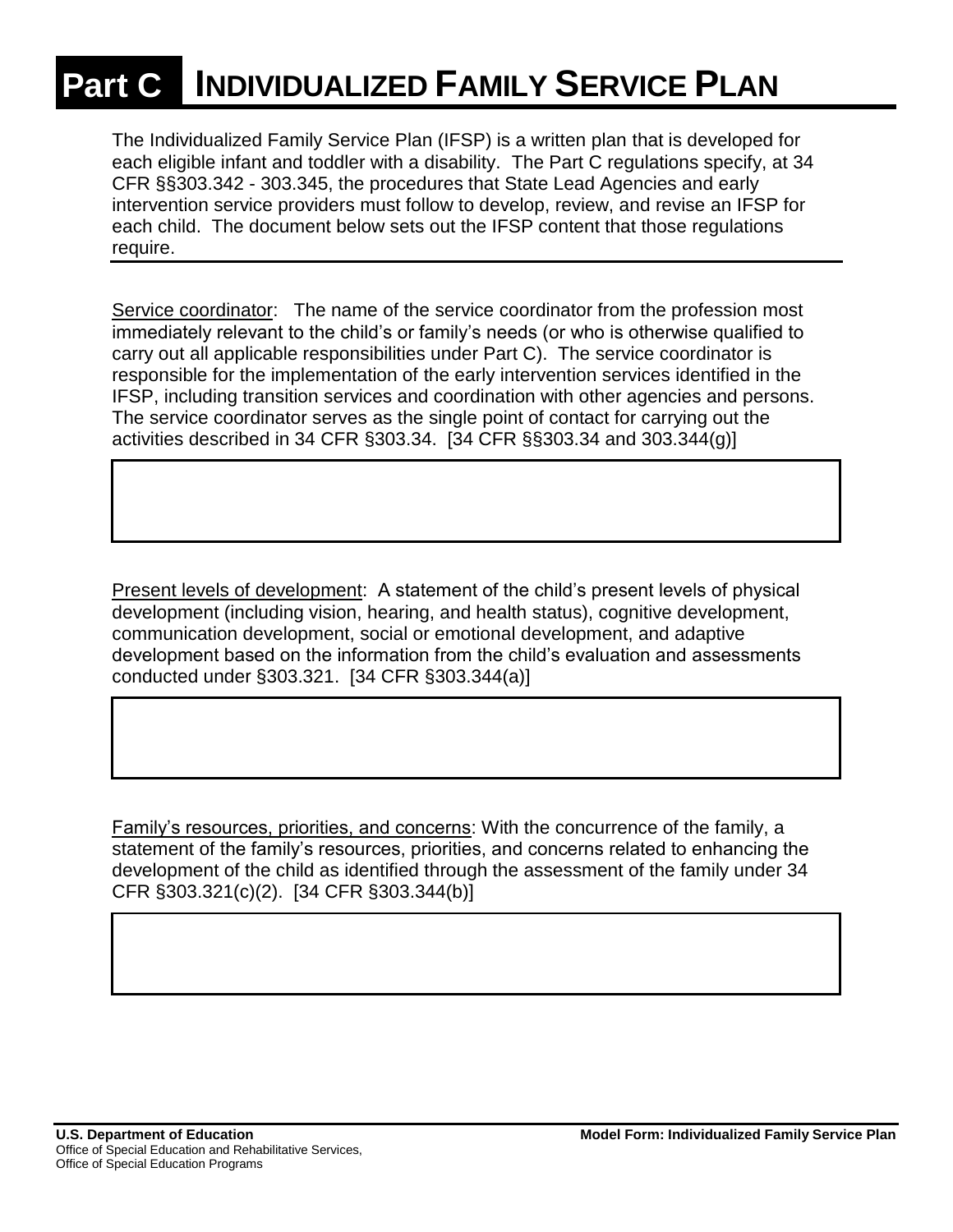# Part C INDIVIDUALIZED FAMILY SERVICE PLAN

The Individualized Family Service Plan (IFSP) is a written plan that is developed for each eligible infant and toddler with a disability. The Part C regulations specify, at 34 CFR §§303.342 - 303.345, the procedures that State Lead Agencies and early intervention service providers must follow to develop, review, and revise an IFSP for each child. The document below sets out the IFSP content that those regulations require.

Service coordinator: The name of the service coordinator from the profession most immediately relevant to the child's or family's needs (or who is otherwise qualified to carry out all applicable responsibilities under Part C). The service coordinator is responsible for the implementation of the early intervention services identified in the IFSP, including transition services and coordination with other agencies and persons. The service coordinator serves as the single point of contact for carrying out the activities described in 34 CFR §303.34. [34 CFR §§303.34 and 303.344(g)]

Present levels of development: A statement of the child's present levels of physical development (including vision, hearing, and health status), cognitive development, communication development, social or emotional development, and adaptive development based on the information from the child's evaluation and assessments conducted under §303.321. [34 CFR §303.344(a)]

Family's resources, priorities, and concerns: With the concurrence of the family, a statement of the family's resources, priorities, and concerns related to enhancing the development of the child as identified through the assessment of the family under 34 CFR §303.321(c)(2). [34 CFR §303.344(b)]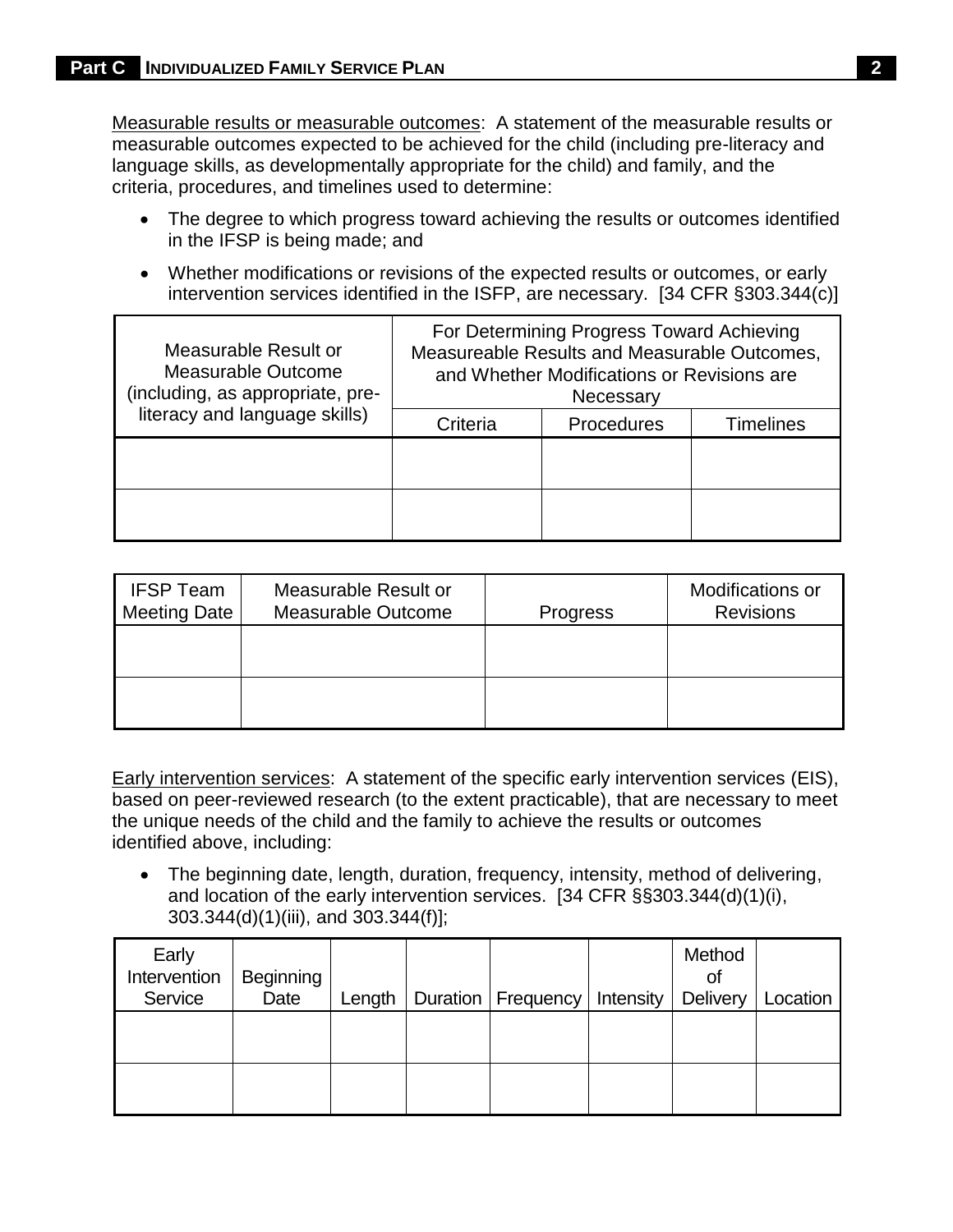Measurable results or measurable outcomes: A statement of the measurable results or measurable outcomes expected to be achieved for the child (including pre-literacy and language skills, as developmentally appropriate for the child) and family, and the criteria, procedures, and timelines used to determine:

- The degree to which progress toward achieving the results or outcomes identified in the IFSP is being made; and
- Whether modifications or revisions of the expected results or outcomes, or early intervention services identified in the ISFP, are necessary. [34 CFR §303.344(c)]

| Measurable Result or Measurable Outcome (including, as appropriate, pre-literacy and language skills) | For Determining Progress Toward Achieving Measureable Results and Measurable Outcomes, and Whether Modifications or Revisions are Necessary | | |
|---|---|---|---|
| | Criteria | Procedures | Timelines |
| | | | |
| | | | |

| IFSP Team Meeting Date | Measurable Result or Measurable Outcome | Progress | Modifications or Revisions |
|---|---|---|---|
| | | | |
| | | | |

Early intervention services: A statement of the specific early intervention services (EIS), based on peer-reviewed research (to the extent practicable), that are necessary to meet the unique needs of the child and the family to achieve the results or outcomes identified above, including:

- The beginning date, length, duration, frequency, intensity, method of delivering, and location of the early intervention services. [34 CFR §§303.344(d)(1)(i), 303.344(d)(1)(iii), and 303.344(f)];

| Early Intervention Service | Beginning Date | Length | Duration | Frequency | Intensity | Method of Delivery | Location |
|---|---|---|---|---|---|---|---|
| | | | | | | | |
| | | | | | | | |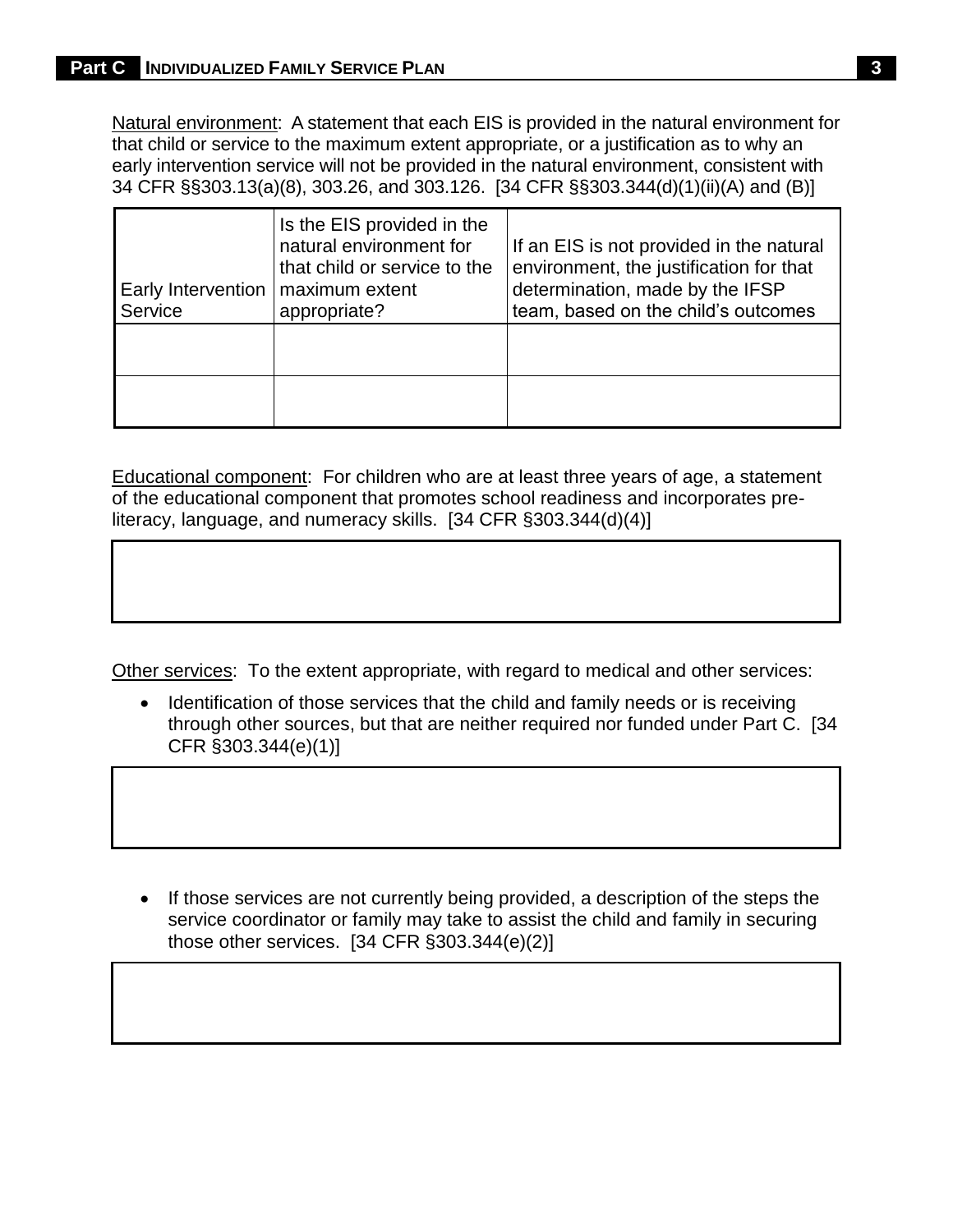Natural environment: A statement that each EIS is provided in the natural environment for that child or service to the maximum extent appropriate, or a justification as to why an early intervention service will not be provided in the natural environment, consistent with 34 CFR §§303.13(a)(8), 303.26, and 303.126. [34 CFR §§303.344(d)(1)(ii)(A) and (B)]

| Early Intervention Service | Is the EIS provided in the natural environment for that child or service to the maximum extent appropriate? | If an EIS is not provided in the natural environment, the justification for that determination, made by the IFSP team, based on the child's outcomes |
|---|---|---|
| | | |
| | | |

Educational component: For children who are at least three years of age, a statement of the educational component that promotes school readiness and incorporates pre-literacy, language, and numeracy skills. [34 CFR §303.344(d)(4)]

| |
|---|
| |

Other services: To the extent appropriate, with regard to medical and other services:

- Identification of those services that the child and family needs or is receiving through other sources, but that are neither required nor funded under Part C. [34 CFR §303.344(e)(1)]

| |
|---|
| |

- If those services are not currently being provided, a description of the steps the service coordinator or family may take to assist the child and family in securing those other services. [34 CFR §303.344(e)(2)]

| |
|---|
| |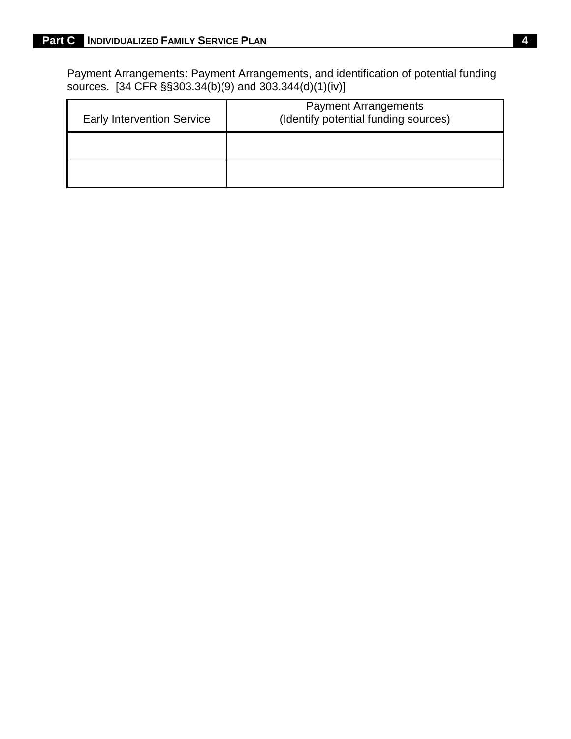Payment Arrangements: Payment Arrangements, and identification of potential funding sources. [34 CFR §§303.34(b)(9) and 303.344(d)(1)(iv)]

| Early Intervention Service | Payment Arrangements (Identify potential funding sources) |
|---|---|
| | |
| | |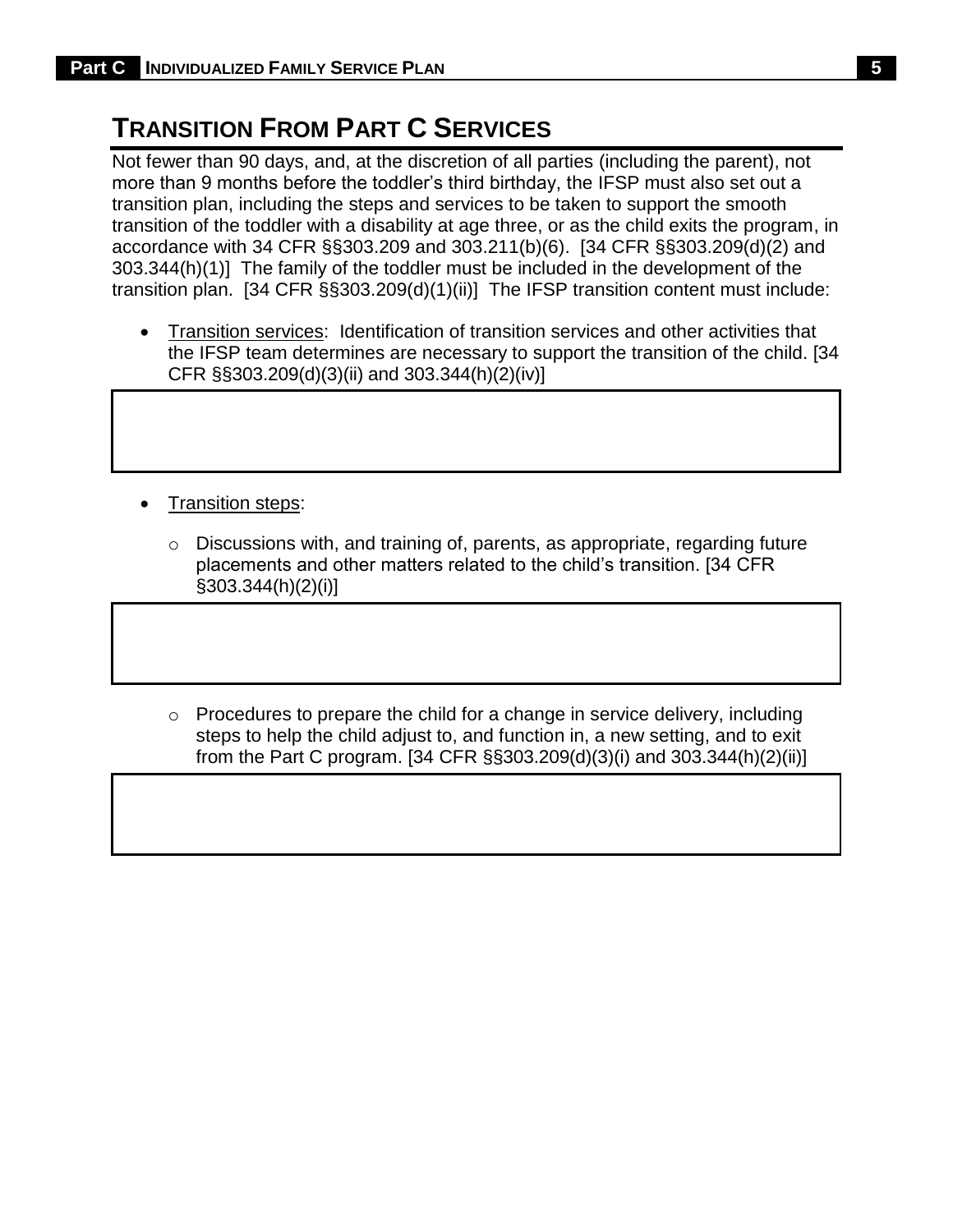# TRANSITION FROM PART C SERVICES

Not fewer than 90 days, and, at the discretion of all parties (including the parent), not more than 9 months before the toddler's third birthday, the IFSP must also set out a transition plan, including the steps and services to be taken to support the smooth transition of the toddler with a disability at age three, or as the child exits the program, in accordance with 34 CFR §§303.209 and 303.211(b)(6). [34 CFR §§303.209(d)(2) and 303.344(h)(1)] The family of the toddler must be included in the development of the transition plan. [34 CFR §§303.209(d)(1)(ii)] The IFSP transition content must include:

- Transition services: Identification of transition services and other activities that the IFSP team determines are necessary to support the transition of the child. [34 CFR §§303.209(d)(3)(ii) and 303.344(h)(2)(iv)]

- Transition steps:
  - Discussions with, and training of, parents, as appropriate, regarding future placements and other matters related to the child's transition. [34 CFR §303.344(h)(2)(i)]
  - Procedures to prepare the child for a change in service delivery, including steps to help the child adjust to, and function in, a new setting, and to exit from the Part C program. [34 CFR §§303.209(d)(3)(i) and 303.344(h)(2)(ii)]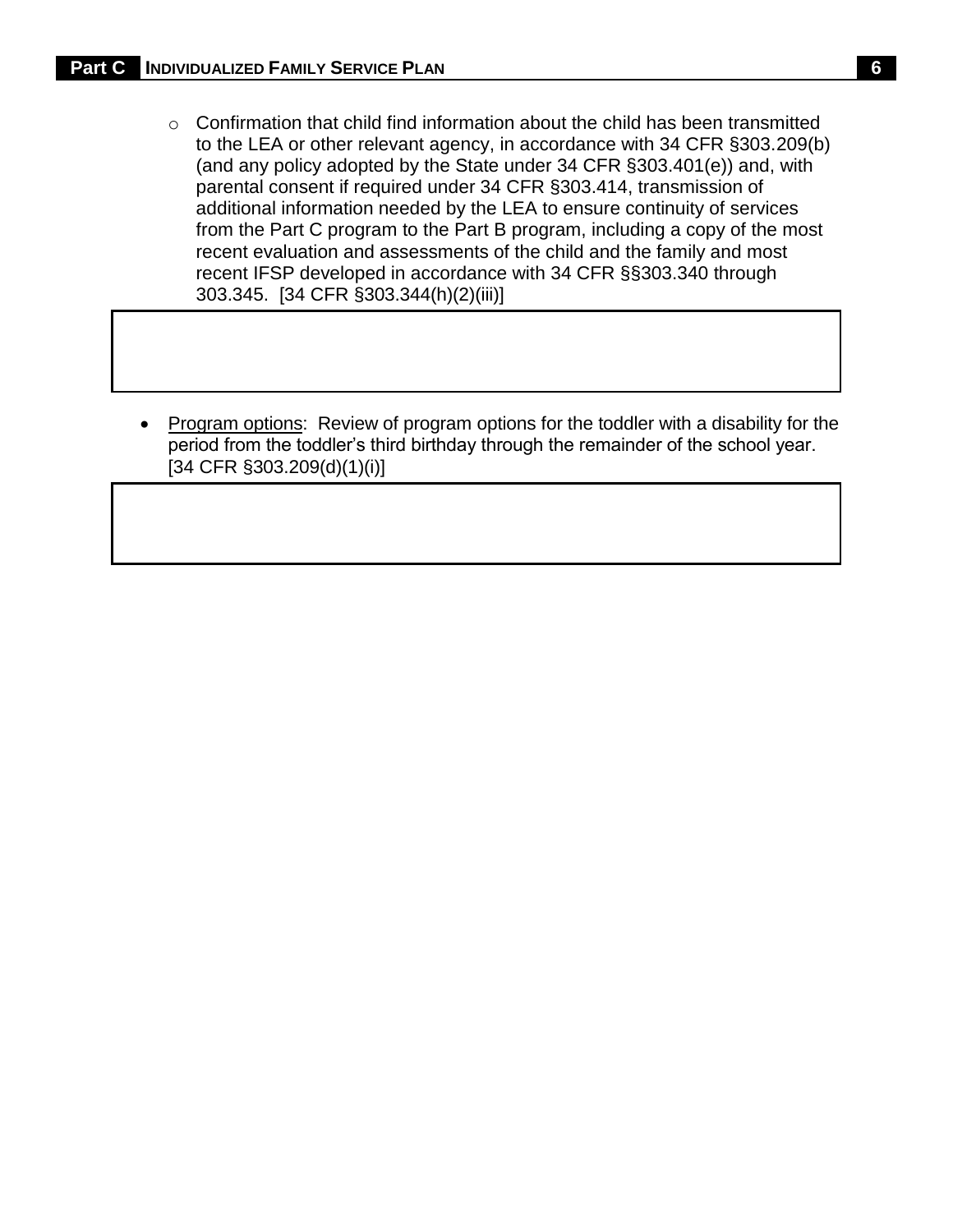- Confirmation that child find information about the child has been transmitted to the LEA or other relevant agency, in accordance with 34 CFR §303.209(b) (and any policy adopted by the State under 34 CFR §303.401(e)) and, with parental consent if required under 34 CFR §303.414, transmission of additional information needed by the LEA to ensure continuity of services from the Part C program to the Part B program, including a copy of the most recent evaluation and assessments of the child and the family and most recent IFSP developed in accordance with 34 CFR §§303.340 through 303.345. [34 CFR §303.344(h)(2)(iii)]

| |
|---|
| |

- Program options: Review of program options for the toddler with a disability for the period from the toddler's third birthday through the remainder of the school year. [34 CFR §303.209(d)(1)(i)]

| |
|---|
| |